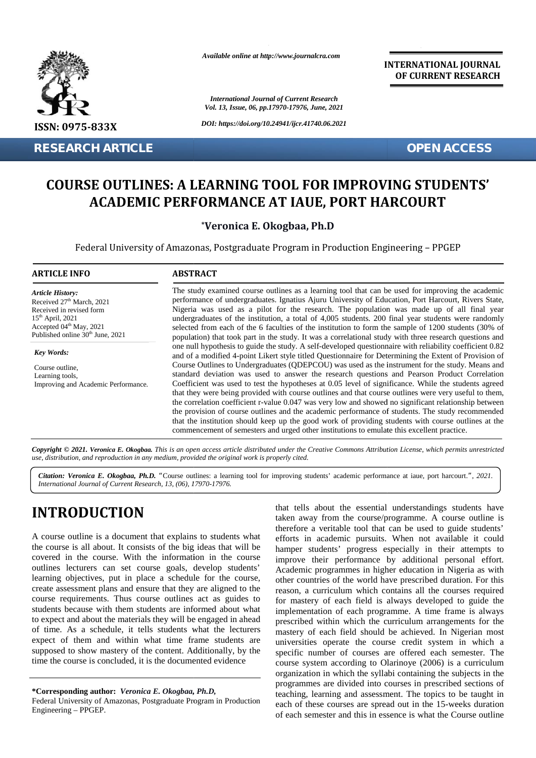*Available online at http://www.journalcra.com*

**INTERNATIONAL JOURNAL OF CURRENT RESEARCH**

*International Journal of Current Research*
*Vol. 13, Issue, 06, pp.17970-17976, June, 2021*

*DOI: https://doi.org/10.24941/ijcr.41740.06.2021*

ISSN: 0975-833X

**RESEARCH ARTICLE** **OPEN ACCESS**

# COURSE OUTLINES: A LEARNING TOOL FOR IMPROVING STUDENTS' ACADEMIC PERFORMANCE AT IAUE, PORT HARCOURT

**\*Veronica E. Okogbaa, Ph.D**

Federal University of Amazonas, Postgraduate Program in Production Engineering – PPGEP

### ARTICLE INFO

*Article History:*
Received 27th March, 2021
Received in revised form
15th April, 2021
Accepted 04th May, 2021
Published online 30th June, 2021

*Key Words:*

Course outline,
Learning tools,
Improving and Academic Performance.

### ABSTRACT

The study examined course outlines as a learning tool that can be used for improving the academic performance of undergraduates. Ignatius Ajuru University of Education, Port Harcourt, Rivers State, Nigeria was used as a pilot for the research. The population was made up of all final year undergraduates of the institution, a total of 4,005 students. 200 final year students were randomly selected from each of the 6 faculties of the institution to form the sample of 1200 students (30% of population) that took part in the study. It was a correlational study with three research questions and one null hypothesis to guide the study. A self-developed questionnaire with reliability coefficient 0.82 and of a modified 4-point Likert style titled Questionnaire for Determining the Extent of Provision of Course Outlines to Undergraduates (QDEPCOU) was used as the instrument for the study. Means and standard deviation was used to answer the research questions and Pearson Product Correlation Coefficient was used to test the hypotheses at 0.05 level of significance. While the students agreed that they were being provided with course outlines and that course outlines were very useful to them, the correlation coefficient r-value 0.047 was very low and showed no significant relationship between the provision of course outlines and the academic performance of students. The study recommended that the institution should keep up the good work of providing students with course outlines at the commencement of semesters and urged other institutions to emulate this excellent practice.

***Copyright © 2021. Veronica E. Okogbaa.** This is an open access article distributed under the Creative Commons Attribution License, which permits unrestricted use, distribution, and reproduction in any medium, provided the original work is properly cited.*

***Citation: Veronica E. Okogbaa, Ph.D.** "*Course outlines: a learning tool for improving students' academic performance at iaue, port harcourt.*", 2021. International Journal of Current Research, 13, (06), 17970-17976.*

## INTRODUCTION

A course outline is a document that explains to students what the course is all about. It consists of the big ideas that will be covered in the course. With the information in the course outlines lecturers can set course goals, develop students' learning objectives, put in place a schedule for the course, create assessment plans and ensure that they are aligned to the course requirements. Thus course outlines act as guides to students because with them students are informed about what to expect and about the materials they will be engaged in ahead of time. As a schedule, it tells students what the lecturers expect of them and within what time frame students are supposed to show mastery of the content. Additionally, by the time the course is concluded, it is the documented evidence that tells about the essential understandings students have taken away from the course/programme. A course outline is therefore a veritable tool that can be used to guide students' efforts in academic pursuits. When not available it could hamper students' progress especially in their attempts to improve their performance by additional personal effort. Academic programmes in higher education in Nigeria as with other countries of the world have prescribed duration. For this reason, a curriculum which contains all the courses required for mastery of each field is always developed to guide the implementation of each programme. A time frame is always prescribed within which the curriculum arrangements for the mastery of each field should be achieved. In Nigerian most universities operate the course credit system in which a specific number of courses are offered each semester. The course system according to Olarinoye (2006) is a curriculum organization in which the syllabi containing the subjects in the programmes are divided into courses in prescribed sections of teaching, learning and assessment. The topics to be taught in each of these courses are spread out in the 15-weeks duration of each semester and this in essence is what the Course outline

**\*Corresponding author:** ***Veronica E. Okogbaa, Ph.D,***
Federal University of Amazonas, Postgraduate Program in Production Engineering – PPGEP.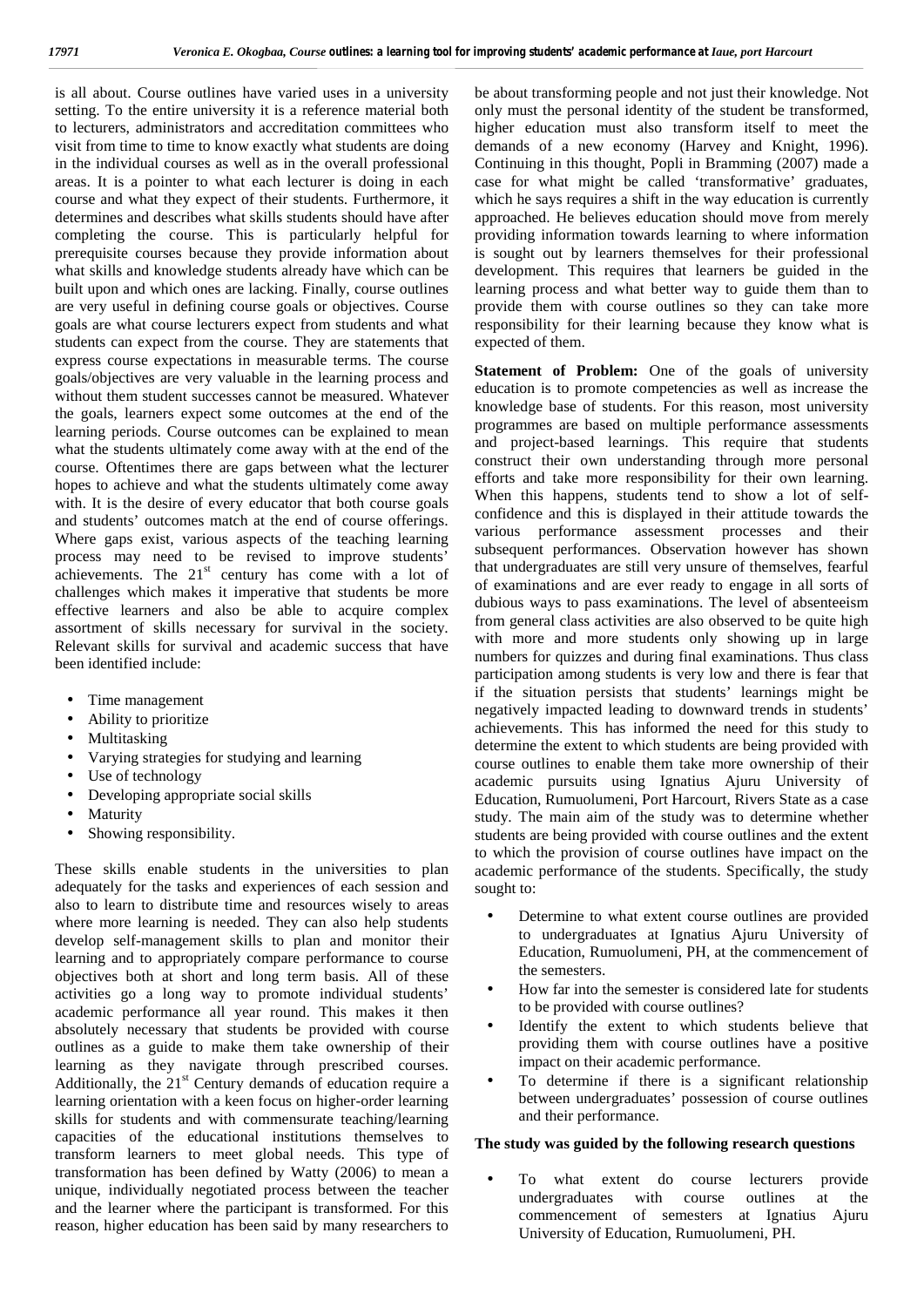is all about. Course outlines have varied uses in a university setting. To the entire university it is a reference material both to lecturers, administrators and accreditation committees who visit from time to time to know exactly what students are doing in the individual courses as well as in the overall professional areas. It is a pointer to what each lecturer is doing in each course and what they expect of their students. Furthermore, it determines and describes what skills students should have after completing the course. This is particularly helpful for prerequisite courses because they provide information about what skills and knowledge students already have which can be built upon and which ones are lacking. Finally, course outlines are very useful in defining course goals or objectives. Course goals are what course lecturers expect from students and what students can expect from the course. They are statements that express course expectations in measurable terms. The course goals/objectives are very valuable in the learning process and without them student successes cannot be measured. Whatever the goals, learners expect some outcomes at the end of the learning periods. Course outcomes can be explained to mean what the students ultimately come away with at the end of the course. Oftentimes there are gaps between what the lecturer hopes to achieve and what the students ultimately come away with. It is the desire of every educator that both course goals and students' outcomes match at the end of course offerings. Where gaps exist, various aspects of the teaching learning process may need to be revised to improve students' achievements. The 21st century has come with a lot of challenges which makes it imperative that students be more effective learners and also be able to acquire complex assortment of skills necessary for survival in the society. Relevant skills for survival and academic success that have been identified include:

- Time management
- Ability to prioritize
- Multitasking
- Varying strategies for studying and learning
- Use of technology
- Developing appropriate social skills
- Maturity
- Showing responsibility.

These skills enable students in the universities to plan adequately for the tasks and experiences of each session and also to learn to distribute time and resources wisely to areas where more learning is needed. They can also help students develop self-management skills to plan and monitor their learning and to appropriately compare performance to course objectives both at short and long term basis. All of these activities go a long way to promote individual students' academic performance all year round. This makes it then absolutely necessary that students be provided with course outlines as a guide to make them take ownership of their learning as they navigate through prescribed courses. Additionally, the 21st Century demands of education require a learning orientation with a keen focus on higher-order learning skills for students and with commensurate teaching/learning capacities of the educational institutions themselves to transform learners to meet global needs. This type of transformation has been defined by Watty (2006) to mean a unique, individually negotiated process between the teacher and the learner where the participant is transformed. For this reason, higher education has been said by many researchers to be about transforming people and not just their knowledge. Not only must the personal identity of the student be transformed, higher education must also transform itself to meet the demands of a new economy (Harvey and Knight, 1996). Continuing in this thought, Popli in Bramming (2007) made a case for what might be called 'transformative' graduates, which he says requires a shift in the way education is currently approached. He believes education should move from merely providing information towards learning to where information is sought out by learners themselves for their professional development. This requires that learners be guided in the learning process and what better way to guide them than to provide them with course outlines so they can take more responsibility for their learning because they know what is expected of them.

**Statement of Problem:** One of the goals of university education is to promote competencies as well as increase the knowledge base of students. For this reason, most university programmes are based on multiple performance assessments and project-based learnings. This require that students construct their own understanding through more personal efforts and take more responsibility for their own learning. When this happens, students tend to show a lot of self-confidence and this is displayed in their attitude towards the various performance assessment processes and their subsequent performances. Observation however has shown that undergraduates are still very unsure of themselves, fearful of examinations and are ever ready to engage in all sorts of dubious ways to pass examinations. The level of absenteeism from general class activities are also observed to be quite high with more and more students only showing up in large numbers for quizzes and during final examinations. Thus class participation among students is very low and there is fear that if the situation persists that students' learnings might be negatively impacted leading to downward trends in students' achievements. This has informed the need for this study to determine the extent to which students are being provided with course outlines to enable them take more ownership of their academic pursuits using Ignatius Ajuru University of Education, Rumuolumeni, Port Harcourt, Rivers State as a case study. The main aim of the study was to determine whether students are being provided with course outlines and the extent to which the provision of course outlines have impact on the academic performance of the students. Specifically, the study sought to:

- Determine to what extent course outlines are provided to undergraduates at Ignatius Ajuru University of Education, Rumuolumeni, PH, at the commencement of the semesters.
- How far into the semester is considered late for students to be provided with course outlines?
- Identify the extent to which students believe that providing them with course outlines have a positive impact on their academic performance.
- To determine if there is a significant relationship between undergraduates' possession of course outlines and their performance.

**The study was guided by the following research questions**

- To what extent do course lecturers provide undergraduates with course outlines at the commencement of semesters at Ignatius Ajuru University of Education, Rumuolumeni, PH.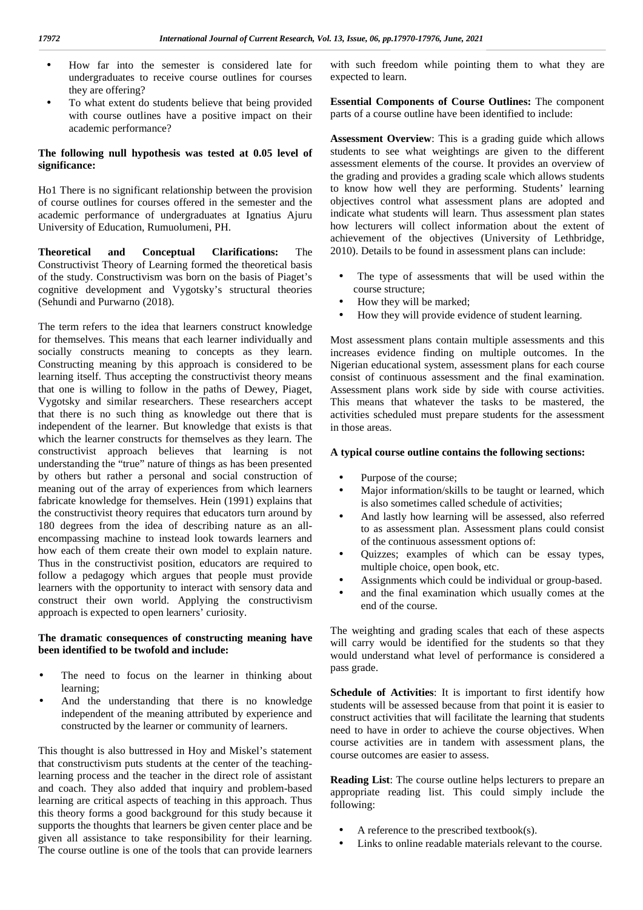- How far into the semester is considered late for undergraduates to receive course outlines for courses they are offering?
- To what extent do students believe that being provided with course outlines have a positive impact on their academic performance?

**The following null hypothesis was tested at 0.05 level of significance:**

Ho1 There is no significant relationship between the provision of course outlines for courses offered in the semester and the academic performance of undergraduates at Ignatius Ajuru University of Education, Rumuolumeni, PH.

**Theoretical and Conceptual Clarifications:** The Constructivist Theory of Learning formed the theoretical basis of the study. Constructivism was born on the basis of Piaget's cognitive development and Vygotsky's structural theories (Sehundi and Purwarno (2018).

The term refers to the idea that learners construct knowledge for themselves. This means that each learner individually and socially constructs meaning to concepts as they learn. Constructing meaning by this approach is considered to be learning itself. Thus accepting the constructivist theory means that one is willing to follow in the paths of Dewey, Piaget, Vygotsky and similar researchers. These researchers accept that there is no such thing as knowledge out there that is independent of the learner. But knowledge that exists is that which the learner constructs for themselves as they learn. The constructivist approach believes that learning is not understanding the "true" nature of things as has been presented by others but rather a personal and social construction of meaning out of the array of experiences from which learners fabricate knowledge for themselves. Hein (1991) explains that the constructivist theory requires that educators turn around by 180 degrees from the idea of describing nature as an all-encompassing machine to instead look towards learners and how each of them create their own model to explain nature. Thus in the constructivist position, educators are required to follow a pedagogy which argues that people must provide learners with the opportunity to interact with sensory data and construct their own world. Applying the constructivism approach is expected to open learners' curiosity.

**The dramatic consequences of constructing meaning have been identified to be twofold and include:**

- The need to focus on the learner in thinking about learning;
- And the understanding that there is no knowledge independent of the meaning attributed by experience and constructed by the learner or community of learners.

This thought is also buttressed in Hoy and Miskel's statement that constructivism puts students at the center of the teaching-learning process and the teacher in the direct role of assistant and coach. They also added that inquiry and problem-based learning are critical aspects of teaching in this approach. Thus this theory forms a good background for this study because it supports the thoughts that learners be given center place and be given all assistance to take responsibility for their learning. The course outline is one of the tools that can provide learners with such freedom while pointing them to what they are expected to learn.

**Essential Components of Course Outlines:** The component parts of a course outline have been identified to include:

**Assessment Overview**: This is a grading guide which allows students to see what weightings are given to the different assessment elements of the course. It provides an overview of the grading and provides a grading scale which allows students to know how well they are performing. Students' learning objectives control what assessment plans are adopted and indicate what students will learn. Thus assessment plan states how lecturers will collect information about the extent of achievement of the objectives (University of Lethbridge, 2010). Details to be found in assessment plans can include:

- The type of assessments that will be used within the course structure;
- How they will be marked;
- How they will provide evidence of student learning.

Most assessment plans contain multiple assessments and this increases evidence finding on multiple outcomes. In the Nigerian educational system, assessment plans for each course consist of continuous assessment and the final examination. Assessment plans work side by side with course activities. This means that whatever the tasks to be mastered, the activities scheduled must prepare students for the assessment in those areas.

**A typical course outline contains the following sections:**

- Purpose of the course;
- Major information/skills to be taught or learned, which is also sometimes called schedule of activities;
- And lastly how learning will be assessed, also referred to as assessment plan. Assessment plans could consist of the continuous assessment options of:
- Quizzes; examples of which can be essay types, multiple choice, open book, etc.
- Assignments which could be individual or group-based.
- and the final examination which usually comes at the end of the course.

The weighting and grading scales that each of these aspects will carry would be identified for the students so that they would understand what level of performance is considered a pass grade.

**Schedule of Activities**: It is important to first identify how students will be assessed because from that point it is easier to construct activities that will facilitate the learning that students need to have in order to achieve the course objectives. When course activities are in tandem with assessment plans, the course outcomes are easier to assess.

**Reading List**: The course outline helps lecturers to prepare an appropriate reading list. This could simply include the following:

- A reference to the prescribed textbook(s).
- Links to online readable materials relevant to the course.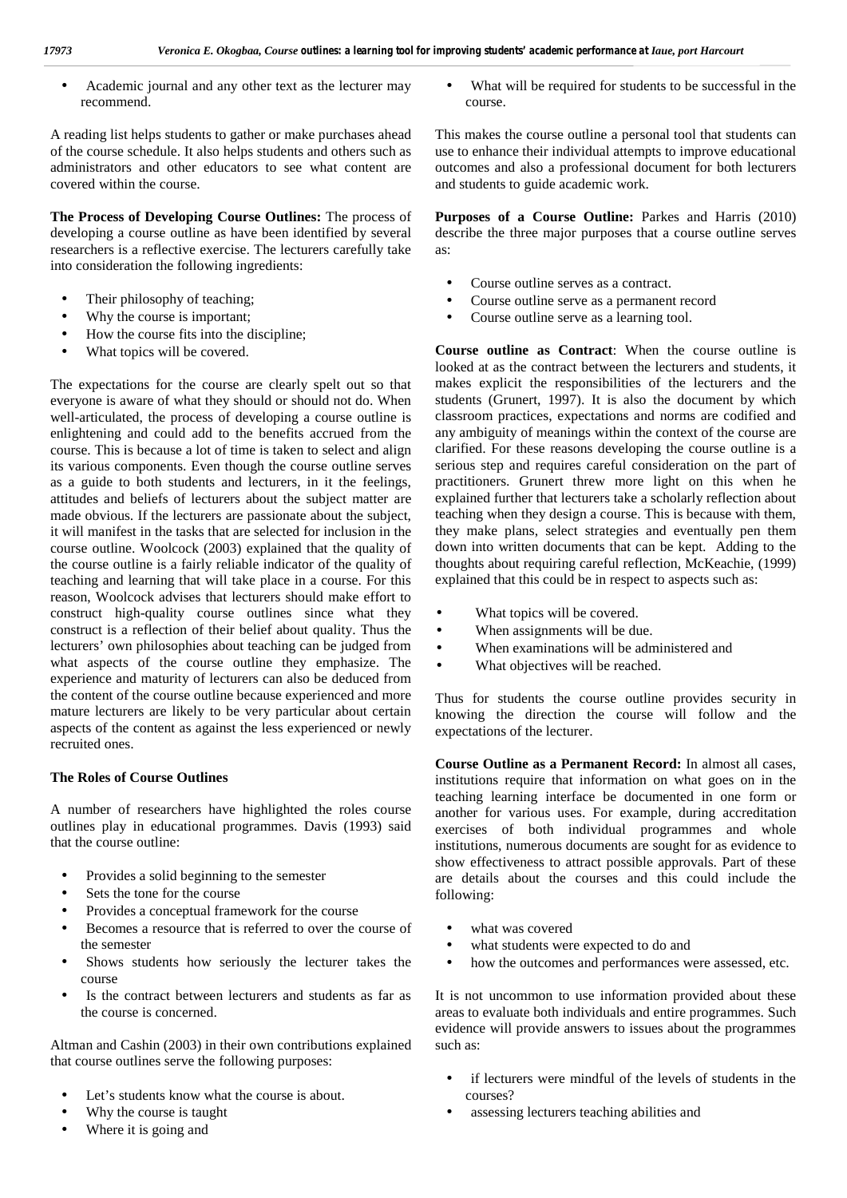- Academic journal and any other text as the lecturer may recommend.

A reading list helps students to gather or make purchases ahead of the course schedule. It also helps students and others such as administrators and other educators to see what content are covered within the course.

**The Process of Developing Course Outlines:** The process of developing a course outline as have been identified by several researchers is a reflective exercise. The lecturers carefully take into consideration the following ingredients:

- Their philosophy of teaching;
- Why the course is important;
- How the course fits into the discipline;
- What topics will be covered.

The expectations for the course are clearly spelt out so that everyone is aware of what they should or should not do. When well-articulated, the process of developing a course outline is enlightening and could add to the benefits accrued from the course. This is because a lot of time is taken to select and align its various components. Even though the course outline serves as a guide to both students and lecturers, in it the feelings, attitudes and beliefs of lecturers about the subject matter are made obvious. If the lecturers are passionate about the subject, it will manifest in the tasks that are selected for inclusion in the course outline. Woolcock (2003) explained that the quality of the course outline is a fairly reliable indicator of the quality of teaching and learning that will take place in a course. For this reason, Woolcock advises that lecturers should make effort to construct high-quality course outlines since what they construct is a reflection of their belief about quality. Thus the lecturers' own philosophies about teaching can be judged from what aspects of the course outline they emphasize. The experience and maturity of lecturers can also be deduced from the content of the course outline because experienced and more mature lecturers are likely to be very particular about certain aspects of the content as against the less experienced or newly recruited ones.

**The Roles of Course Outlines**

A number of researchers have highlighted the roles course outlines play in educational programmes. Davis (1993) said that the course outline:

- Provides a solid beginning to the semester
- Sets the tone for the course
- Provides a conceptual framework for the course
- Becomes a resource that is referred to over the course of the semester
- Shows students how seriously the lecturer takes the course
- Is the contract between lecturers and students as far as the course is concerned.

Altman and Cashin (2003) in their own contributions explained that course outlines serve the following purposes:

- Let's students know what the course is about.
- Why the course is taught
- Where it is going and
- What will be required for students to be successful in the course.

This makes the course outline a personal tool that students can use to enhance their individual attempts to improve educational outcomes and also a professional document for both lecturers and students to guide academic work.

**Purposes of a Course Outline:** Parkes and Harris (2010) describe the three major purposes that a course outline serves as:

- Course outline serves as a contract.
- Course outline serve as a permanent record
- Course outline serve as a learning tool.

**Course outline as Contract**: When the course outline is looked at as the contract between the lecturers and students, it makes explicit the responsibilities of the lecturers and the students (Grunert, 1997). It is also the document by which classroom practices, expectations and norms are codified and any ambiguity of meanings within the context of the course are clarified. For these reasons developing the course outline is a serious step and requires careful consideration on the part of practitioners. Grunert threw more light on this when he explained further that lecturers take a scholarly reflection about teaching when they design a course. This is because with them, they make plans, select strategies and eventually pen them down into written documents that can be kept. Adding to the thoughts about requiring careful reflection, McKeachie, (1999) explained that this could be in respect to aspects such as:

- What topics will be covered.
- When assignments will be due.
- When examinations will be administered and
- What objectives will be reached.

Thus for students the course outline provides security in knowing the direction the course will follow and the expectations of the lecturer.

**Course Outline as a Permanent Record:** In almost all cases, institutions require that information on what goes on in the teaching learning interface be documented in one form or another for various uses. For example, during accreditation exercises of both individual programmes and whole institutions, numerous documents are sought for as evidence to show effectiveness to attract possible approvals. Part of these are details about the courses and this could include the following:

- what was covered
- what students were expected to do and
- how the outcomes and performances were assessed, etc.

It is not uncommon to use information provided about these areas to evaluate both individuals and entire programmes. Such evidence will provide answers to issues about the programmes such as:

- if lecturers were mindful of the levels of students in the courses?
- assessing lecturers teaching abilities and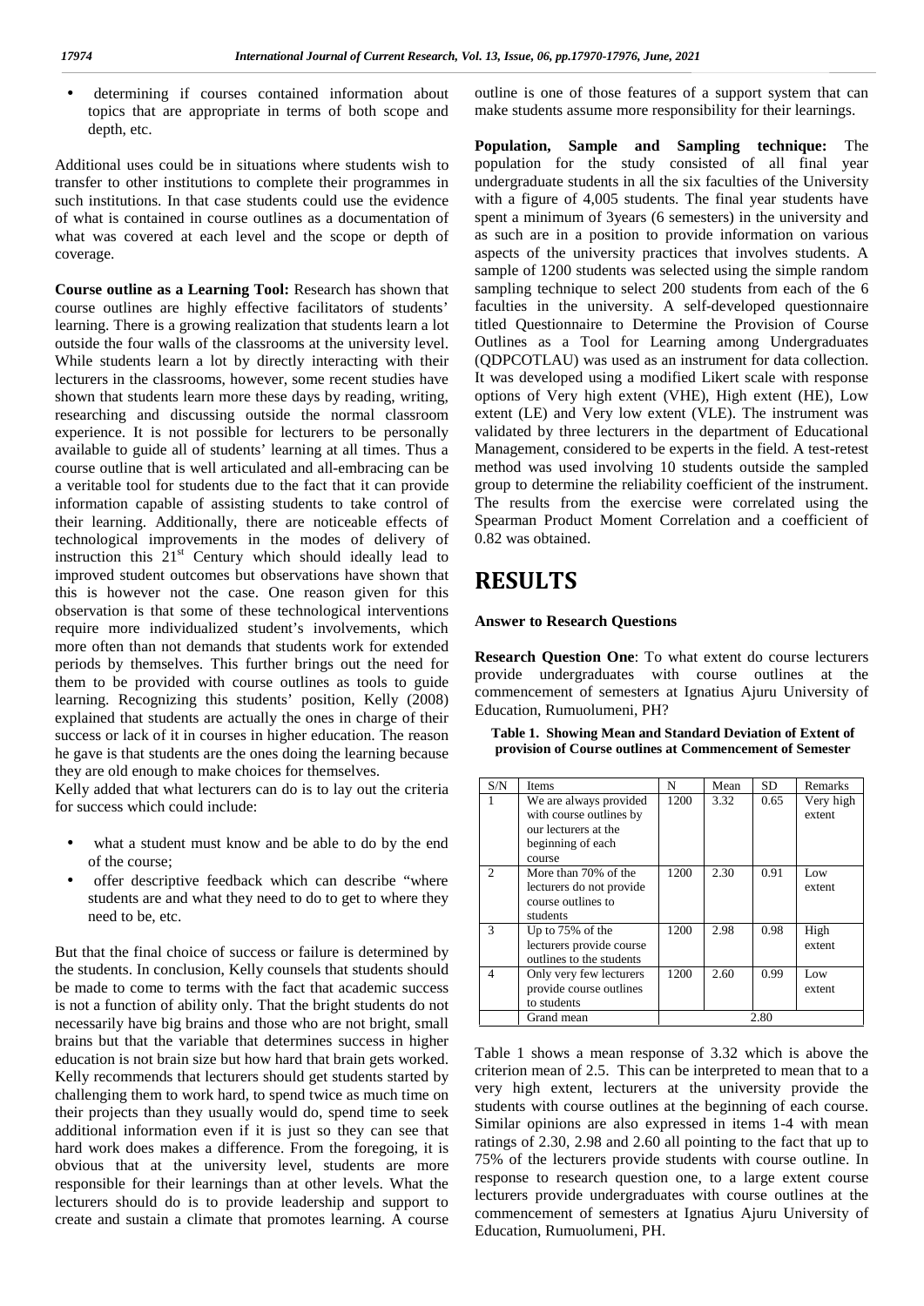- determining if courses contained information about topics that are appropriate in terms of both scope and depth, etc.

Additional uses could be in situations where students wish to transfer to other institutions to complete their programmes in such institutions. In that case students could use the evidence of what is contained in course outlines as a documentation of what was covered at each level and the scope or depth of coverage.

**Course outline as a Learning Tool:** Research has shown that course outlines are highly effective facilitators of students' learning. There is a growing realization that students learn a lot outside the four walls of the classrooms at the university level. While students learn a lot by directly interacting with their lecturers in the classrooms, however, some recent studies have shown that students learn more these days by reading, writing, researching and discussing outside the normal classroom experience. It is not possible for lecturers to be personally available to guide all of students' learning at all times. Thus a course outline that is well articulated and all-embracing can be a veritable tool for students due to the fact that it can provide information capable of assisting students to take control of their learning. Additionally, there are noticeable effects of technological improvements in the modes of delivery of instruction this 21st Century which should ideally lead to improved student outcomes but observations have shown that this is however not the case. One reason given for this observation is that some of these technological interventions require more individualized student's involvements, which more often than not demands that students work for extended periods by themselves. This further brings out the need for them to be provided with course outlines as tools to guide learning. Recognizing this students' position, Kelly (2008) explained that students are actually the ones in charge of their success or lack of it in courses in higher education. The reason he gave is that students are the ones doing the learning because they are old enough to make choices for themselves.

Kelly added that what lecturers can do is to lay out the criteria for success which could include:

- what a student must know and be able to do by the end of the course;
- offer descriptive feedback which can describe "where students are and what they need to do to get to where they need to be, etc.

But that the final choice of success or failure is determined by the students. In conclusion, Kelly counsels that students should be made to come to terms with the fact that academic success is not a function of ability only. That the bright students do not necessarily have big brains and those who are not bright, small brains but that the variable that determines success in higher education is not brain size but how hard that brain gets worked. Kelly recommends that lecturers should get students started by challenging them to work hard, to spend twice as much time on their projects than they usually would do, spend time to seek additional information even if it is just so they can see that hard work does makes a difference. From the foregoing, it is obvious that at the university level, students are more responsible for their learnings than at other levels. What the lecturers should do is to provide leadership and support to create and sustain a climate that promotes learning. A course outline is one of those features of a support system that can make students assume more responsibility for their learnings.

**Population, Sample and Sampling technique:** The population for the study consisted of all final year undergraduate students in all the six faculties of the University with a figure of 4,005 students. The final year students have spent a minimum of 3years (6 semesters) in the university and as such are in a position to provide information on various aspects of the university practices that involves students. A sample of 1200 students was selected using the simple random sampling technique to select 200 students from each of the 6 faculties in the university. A self-developed questionnaire titled Questionnaire to Determine the Provision of Course Outlines as a Tool for Learning among Undergraduates (QDPCOTLAU) was used as an instrument for data collection. It was developed using a modified Likert scale with response options of Very high extent (VHE), High extent (HE), Low extent (LE) and Very low extent (VLE). The instrument was validated by three lecturers in the department of Educational Management, considered to be experts in the field. A test-retest method was used involving 10 students outside the sampled group to determine the reliability coefficient of the instrument. The results from the exercise were correlated using the Spearman Product Moment Correlation and a coefficient of 0.82 was obtained.

# RESULTS

### Answer to Research Questions

**Research Question One**: To what extent do course lecturers provide undergraduates with course outlines at the commencement of semesters at Ignatius Ajuru University of Education, Rumuolumeni, PH?

**Table 1. Showing Mean and Standard Deviation of Extent of provision of Course outlines at Commencement of Semester**

| S/N | Items | N | Mean | SD | Remarks |
|---|---|---|---|---|---|
| 1 | We are always provided with course outlines by our lecturers at the beginning of each course | 1200 | 3.32 | 0.65 | Very high extent |
| 2 | More than 70% of the lecturers do not provide course outlines to students | 1200 | 2.30 | 0.91 | Low extent |
| 3 | Up to 75% of the lecturers provide course outlines to the students | 1200 | 2.98 | 0.98 | High extent |
| 4 | Only very few lecturers provide course outlines to students | 1200 | 2.60 | 0.99 | Low extent |
| | Grand mean | | 2.80 | | |

Table 1 shows a mean response of 3.32 which is above the criterion mean of 2.5. This can be interpreted to mean that to a very high extent, lecturers at the university provide the students with course outlines at the beginning of each course. Similar opinions are also expressed in items 1-4 with mean ratings of 2.30, 2.98 and 2.60 all pointing to the fact that up to 75% of the lecturers provide students with course outline. In response to research question one, to a large extent course lecturers provide undergraduates with course outlines at the commencement of semesters at Ignatius Ajuru University of Education, Rumuolumeni, PH.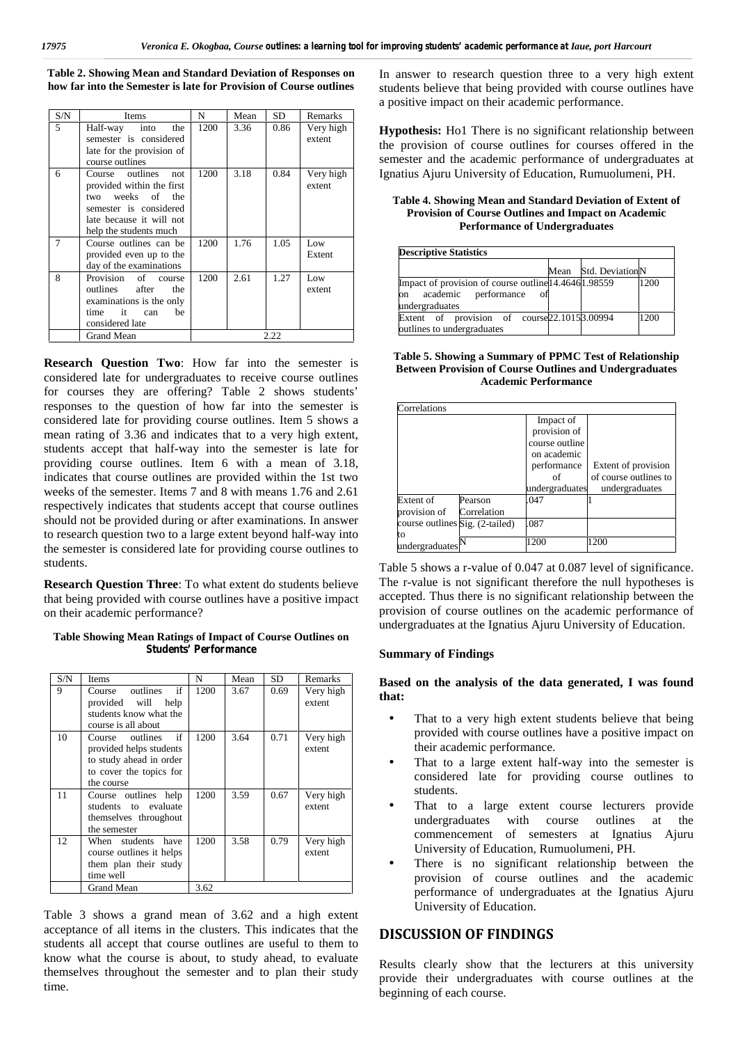**Table 2. Showing Mean and Standard Deviation of Responses on how far into the Semester is late for Provision of Course outlines**

| S/N | Items | N | Mean | SD | Remarks |
|---|---|---|---|---|---|
| 5 | Half-way into the semester is considered late for the provision of course outlines | 1200 | 3.36 | 0.86 | Very high extent |
| 6 | Course outlines not provided within the first two weeks of the semester is considered late because it will not help the students much | 1200 | 3.18 | 0.84 | Very high extent |
| 7 | Course outlines can be provided even up to the day of the examinations | 1200 | 1.76 | 1.05 | Low Extent |
| 8 | Provision of course outlines after the examinations is the only time it can be considered late | 1200 | 2.61 | 1.27 | Low extent |
| | Grand Mean | 2.22 | | | |

**Research Question Two**: How far into the semester is considered late for undergraduates to receive course outlines for courses they are offering? Table 2 shows students' responses to the question of how far into the semester is considered late for providing course outlines. Item 5 shows a mean rating of 3.36 and indicates that to a very high extent, students accept that half-way into the semester is late for providing course outlines. Item 6 with a mean of 3.18, indicates that course outlines are provided within the 1st two weeks of the semester. Items 7 and 8 with means 1.76 and 2.61 respectively indicates that students accept that course outlines should not be provided during or after examinations. In answer to research question two to a large extent beyond half-way into the semester is considered late for providing course outlines to students.

**Research Question Three**: To what extent do students believe that being provided with course outlines have a positive impact on their academic performance?

**Table Showing Mean Ratings of Impact of Course Outlines on Students' Performance**

| S/N | Items | N | Mean | SD | Remarks |
|---|---|---|---|---|---|
| 9 | Course outlines if provided will help students know what the course is all about | 1200 | 3.67 | 0.69 | Very high extent |
| 10 | Course outlines if provided helps students to study ahead in order to cover the topics for the course | 1200 | 3.64 | 0.71 | Very high extent |
| 11 | Course outlines help students to evaluate themselves throughout the semester | 1200 | 3.59 | 0.67 | Very high extent |
| 12 | When students have course outlines it helps them plan their study time well | 1200 | 3.58 | 0.79 | Very high extent |
| | Grand Mean | 3.62 | | | |

Table 3 shows a grand mean of 3.62 and a high extent acceptance of all items in the clusters. This indicates that the students all accept that course outlines are useful to them to know what the course is about, to study ahead, to evaluate themselves throughout the semester and to plan their study time.

In answer to research question three to a very high extent students believe that being provided with course outlines have a positive impact on their academic performance.

**Hypothesis:** Ho1 There is no significant relationship between the provision of course outlines for courses offered in the semester and the academic performance of undergraduates at Ignatius Ajuru University of Education, Rumuolumeni, PH.

**Table 4. Showing Mean and Standard Deviation of Extent of Provision of Course Outlines and Impact on Academic Performance of Undergraduates**

| Descriptive Statistics | | | |
|---|---|---|---|
| | Mean | Std. Deviation | N |
| Impact of provision of course outline on academic performance of undergraduates | 14.4646 | 1.98559 | 1200 |
| Extent of provision of course outlines to undergraduates | 22.1015 | 3.00994 | 1200 |

**Table 5. Showing a Summary of PPMC Test of Relationship Between Provision of Course Outlines and Undergraduates Academic Performance**

| Correlations | | | |
|---|---|---|---|
| | | Impact of provision of course outline on academic performance of undergraduates | Extent of provision of course outlines to undergraduates |
| Extent of provision of course outlines to undergraduates | Pearson Correlation | .047 | 1 |
| | Sig. (2-tailed) | .087 | |
| | N | 1200 | 1200 |

Table 5 shows a r-value of 0.047 at 0.087 level of significance. The r-value is not significant therefore the null hypotheses is accepted. Thus there is no significant relationship between the provision of course outlines on the academic performance of undergraduates at the Ignatius Ajuru University of Education.

**Summary of Findings**

**Based on the analysis of the data generated, I was found that:**

- That to a very high extent students believe that being provided with course outlines have a positive impact on their academic performance.
- That to a large extent half-way into the semester is considered late for providing course outlines to students.
- That to a large extent course lecturers provide undergraduates with course outlines at the commencement of semesters at Ignatius Ajuru University of Education, Rumuolumeni, PH.
- There is no significant relationship between the provision of course outlines and the academic performance of undergraduates at the Ignatius Ajuru University of Education.

## DISCUSSION OF FINDINGS

Results clearly show that the lecturers at this university provide their undergraduates with course outlines at the beginning of each course.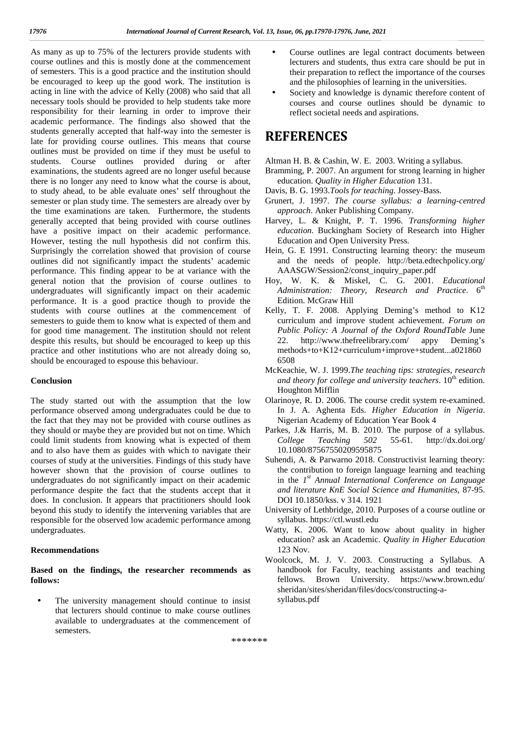As many as up to 75% of the lecturers provide students with course outlines and this is mostly done at the commencement of semesters. This is a good practice and the institution should be encouraged to keep up the good work. The institution is acting in line with the advice of Kelly (2008) who said that all necessary tools should be provided to help students take more responsibility for their learning in order to improve their academic performance. The findings also showed that the students generally accepted that half-way into the semester is late for providing course outlines. This means that course outlines must be provided on time if they must be useful to students. Course outlines provided during or after examinations, the students agreed are no longer useful because there is no longer any need to know what the course is about, to study ahead, to be able evaluate ones' self throughout the semester or plan study time. The semesters are already over by the time examinations are taken. Furthermore, the students generally accepted that being provided with course outlines have a positive impact on their academic performance. However, testing the null hypothesis did not confirm this. Surprisingly the correlation showed that provision of course outlines did not significantly impact the students' academic performance. This finding appear to be at variance with the general notion that the provision of course outlines to undergraduates will significantly impact on their academic performance. It is a good practice though to provide the students with course outlines at the commencement of semesters to guide them to know what is expected of them and for good time management. The institution should not relent despite this results, but should be encouraged to keep up this practice and other institutions who are not already doing so, should be encouraged to espouse this behaviour.

### Conclusion

The study started out with the assumption that the low performance observed among undergraduates could be due to the fact that they may not be provided with course outlines as they should or maybe they are provided but not on time. Which could limit students from knowing what is expected of them and to also have them as guides with which to navigate their courses of study at the universities. Findings of this study have however shown that the provision of course outlines to undergraduates do not significantly impact on their academic performance despite the fact that the students accept that it does. In conclusion. It appears that practitioners should look beyond this study to identify the intervening variables that are responsible for the observed low academic performance among undergraduates.

### Recommendations

**Based on the findings, the researcher recommends as follows:**

- The university management should continue to insist that lecturers should continue to make course outlines available to undergraduates at the commencement of semesters.
- Course outlines are legal contract documents between lecturers and students, thus extra care should be put in their preparation to reflect the importance of the courses and the philosophies of learning in the universities.
- Society and knowledge is dynamic therefore content of courses and course outlines should be dynamic to reflect societal needs and aspirations.

## REFERENCES

Altman H. B. & Cashin, W. E. 2003. Writing a syllabus.

Bramming, P. 2007. An argument for strong learning in higher education. *Quality in Higher Education* 131.

Davis, B. G. 1993.*Tools for teaching*. Jossey-Bass.

Grunert, J. 1997. *The course syllabus: a learning-centred approach*. Anker Publishing Company.

Harvey, L. & Knight, P. T. 1996. *Transforming higher education*. Buckingham Society of Research into Higher Education and Open University Press.

Hein, G. E 1991. Constructing learning theory: the museum and the needs of people. http://beta.edtechpolicy.org/AAASGW/Session2/const_inquiry_paper.pdf

Hoy, W. K. & Miskel, C. G. 2001. *Educational Administration: Theory, Research and Practice*. 6th Edition. McGraw Hill

Kelly, T. F. 2008. Applying Deming's method to K12 curriculum and improve student achievement. *Forum on Public Policy: A Journal of the Oxford RoundTable* June 22. http://www.thefreelibrary.com/ appy Deming's methods+to+K12+curriculum+improve+student...a0218606508

McKeachie, W. J. 1999.*The teaching tips: strategies, research and theory for college and university teachers*. 10th edition. Houghton Mifflin

Olarinoye, R. D. 2006. The course credit system re-examined. In J. A. Aghenta Eds. *Higher Education in Nigeria*. Nigerian Academy of Education Year Book 4

Parkes, J.& Harris, M. B. 2010. The purpose of a syllabus. *College Teaching 502* 55-61. http://dx.doi.org/10.1080/87567550209595875

Suhendi, A. & Parwarno 2018. Constructivist learning theory: the contribution to foreign language learning and teaching in the *1st Annual International Conference on Language and literature KnE Social Science and Humanities,* 87-95. DOI 10.1850/kss. v 314. 1921

University of Lethbridge, 2010. Purposes of a course outline or syllabus. https://ctl.wustl.edu

Watty, K. 2006. Want to know about quality in higher education? ask an Academic. *Quality in Higher Education* 123 Nov.

Woolcock, M. J. V. 2003. Constructing a Syllabus. A handbook for Faculty, teaching assistants and teaching fellows. Brown University. https://www.brown.edu/sheridan/sites/sheridan/files/docs/constructing-a-syllabus.pdf

*******